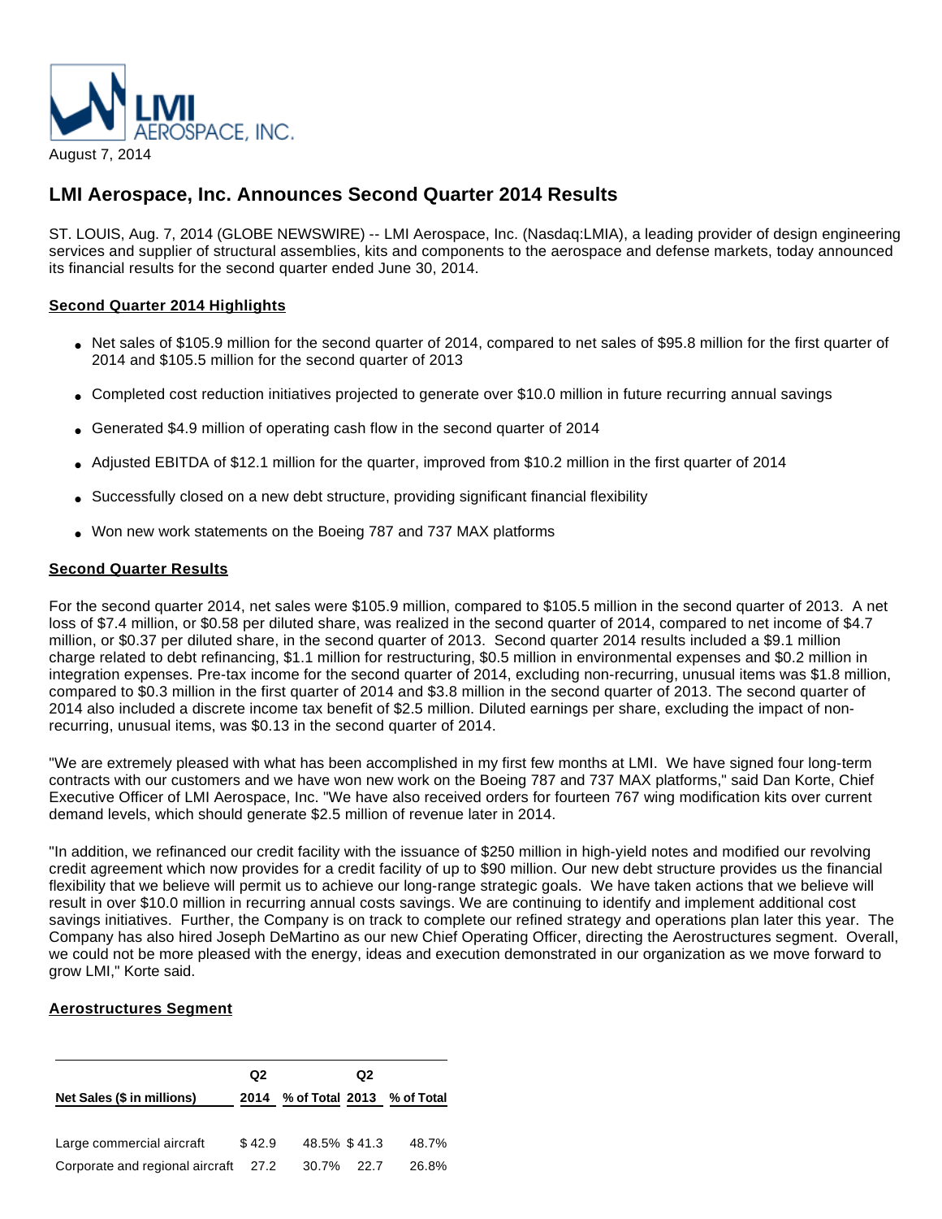August 7, 2014

# LMI Aerospace, Inc. Announces Second Quarter 2014 Results

ST. LOUIS, Aug. 7, 2014 (GLOBE NEWSWIRE) -- LMI Aerospace, Inc. (Nasdaq:LMIA), a leading provider of design engineering services and supplier of structural assemblies, kits and components to the aerospace and defense markets, today announced its financial results for the second quarter ended June 30, 2014.

## Second Quarter 2014 Highlights

- Net sales of $105.9 million for the second quarter of 2014, compared to net sales of $95.8 million for the first quarter of 2014 and $105.5 million for the second quarter of 2013
- Completed cost reduction initiatives projected to generate over $10.0 million in future recurring annual savings
- Generated $4.9 million of operating cash flow in the second quarter of 2014
- Adjusted EBITDA of $12.1 million for the quarter, improved from $10.2 million in the first quarter of 2014
- Successfully closed on a new debt structure, providing significant financial flexibility
- Won new work statements on the Boeing 787 and 737 MAX platforms

## Second Quarter Results

For the second quarter 2014, net sales were $105.9 million, compared to $105.5 million in the second quarter of 2013. A net loss of $7.4 million, or $0.58 per diluted share, was realized in the second quarter of 2014, compared to net income of $4.7 million, or $0.37 per diluted share, in the second quarter of 2013. Second quarter 2014 results included a $9.1 million charge related to debt refinancing, $1.1 million for restructuring, $0.5 million in environmental expenses and $0.2 million in integration expenses. Pre-tax income for the second quarter of 2014, excluding non-recurring, unusual items was $1.8 million, compared to $0.3 million in the first quarter of 2014 and $3.8 million in the second quarter of 2013. The second quarter of 2014 also included a discrete income tax benefit of $2.5 million. Diluted earnings per share, excluding the impact of non-recurring, unusual items, was $0.13 in the second quarter of 2014.

"We are extremely pleased with what has been accomplished in my first few months at LMI. We have signed four long-term contracts with our customers and we have won new work on the Boeing 787 and 737 MAX platforms," said Dan Korte, Chief Executive Officer of LMI Aerospace, Inc. "We have also received orders for fourteen 767 wing modification kits over current demand levels, which should generate $2.5 million of revenue later in 2014.

"In addition, we refinanced our credit facility with the issuance of $250 million in high-yield notes and modified our revolving credit agreement which now provides for a credit facility of up to $90 million. Our new debt structure provides us the financial flexibility that we believe will permit us to achieve our long-range strategic goals. We have taken actions that we believe will result in over $10.0 million in recurring annual costs savings. We are continuing to identify and implement additional cost savings initiatives. Further, the Company is on track to complete our refined strategy and operations plan later this year. The Company has also hired Joseph DeMartino as our new Chief Operating Officer, directing the Aerostructures segment. Overall, we could not be more pleased with the energy, ideas and execution demonstrated in our organization as we move forward to grow LMI," Korte said.

## Aerostructures Segment

| Net Sales ($ in millions) | Q2 2014 | % of Total | Q2 2013 | % of Total |
|---|---|---|---|---|
| Large commercial aircraft | $ 42.9 | 48.5% | $ 41.3 | 48.7% |
| Corporate and regional aircraft | 27.2 | 30.7% | 22.7 | 26.8% |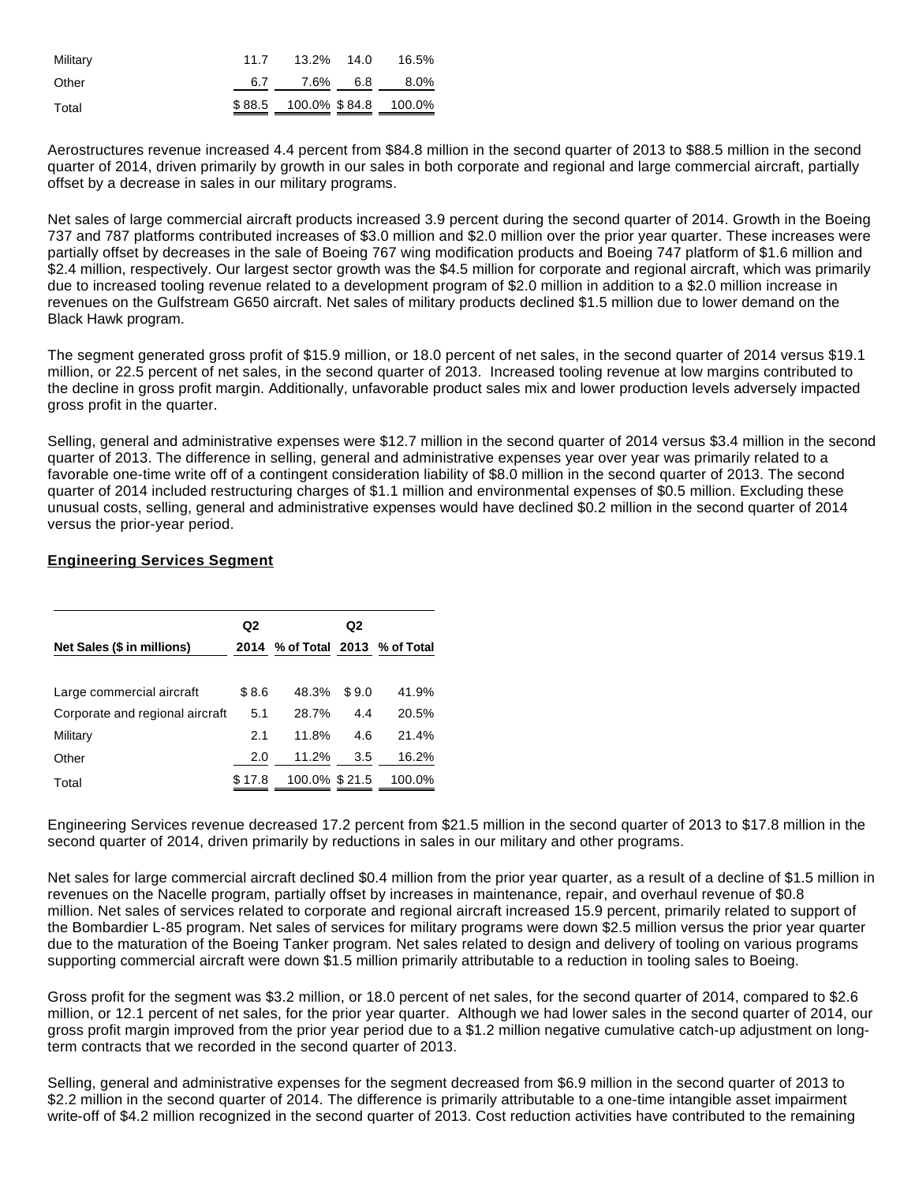| | | | | |
|---|---|---|---|---|
| Military | 11.7 | 13.2% | 14.0 | 16.5% |
| Other | 6.7 | 7.6% | 6.8 | 8.0% |
| Total | $ 88.5 | 100.0% | $ 84.8 | 100.0% |

Aerostructures revenue increased 4.4 percent from $84.8 million in the second quarter of 2013 to $88.5 million in the second quarter of 2014, driven primarily by growth in our sales in both corporate and regional and large commercial aircraft, partially offset by a decrease in sales in our military programs.

Net sales of large commercial aircraft products increased 3.9 percent during the second quarter of 2014. Growth in the Boeing 737 and 787 platforms contributed increases of $3.0 million and $2.0 million over the prior year quarter. These increases were partially offset by decreases in the sale of Boeing 767 wing modification products and Boeing 747 platform of $1.6 million and $2.4 million, respectively. Our largest sector growth was the $4.5 million for corporate and regional aircraft, which was primarily due to increased tooling revenue related to a development program of $2.0 million in addition to a $2.0 million increase in revenues on the Gulfstream G650 aircraft. Net sales of military products declined $1.5 million due to lower demand on the Black Hawk program.

The segment generated gross profit of $15.9 million, or 18.0 percent of net sales, in the second quarter of 2014 versus $19.1 million, or 22.5 percent of net sales, in the second quarter of 2013. Increased tooling revenue at low margins contributed to the decline in gross profit margin. Additionally, unfavorable product sales mix and lower production levels adversely impacted gross profit in the quarter.

Selling, general and administrative expenses were $12.7 million in the second quarter of 2014 versus $3.4 million in the second quarter of 2013. The difference in selling, general and administrative expenses year over year was primarily related to a favorable one-time write off of a contingent consideration liability of $8.0 million in the second quarter of 2013. The second quarter of 2014 included restructuring charges of $1.1 million and environmental expenses of $0.5 million. Excluding these unusual costs, selling, general and administrative expenses would have declined $0.2 million in the second quarter of 2014 versus the prior-year period.

**Engineering Services Segment**

| Net Sales ($ in millions) | Q2 2014 | % of Total | Q2 2013 | % of Total |
|---|---|---|---|---|
| Large commercial aircraft | $ 8.6 | 48.3% | $ 9.0 | 41.9% |
| Corporate and regional aircraft | 5.1 | 28.7% | 4.4 | 20.5% |
| Military | 2.1 | 11.8% | 4.6 | 21.4% |
| Other | 2.0 | 11.2% | 3.5 | 16.2% |
| Total | $ 17.8 | 100.0% | $ 21.5 | 100.0% |

Engineering Services revenue decreased 17.2 percent from $21.5 million in the second quarter of 2013 to $17.8 million in the second quarter of 2014, driven primarily by reductions in sales in our military and other programs.

Net sales for large commercial aircraft declined $0.4 million from the prior year quarter, as a result of a decline of $1.5 million in revenues on the Nacelle program, partially offset by increases in maintenance, repair, and overhaul revenue of $0.8 million. Net sales of services related to corporate and regional aircraft increased 15.9 percent, primarily related to support of the Bombardier L-85 program. Net sales of services for military programs were down $2.5 million versus the prior year quarter due to the maturation of the Boeing Tanker program. Net sales related to design and delivery of tooling on various programs supporting commercial aircraft were down $1.5 million primarily attributable to a reduction in tooling sales to Boeing.

Gross profit for the segment was $3.2 million, or 18.0 percent of net sales, for the second quarter of 2014, compared to $2.6 million, or 12.1 percent of net sales, for the prior year quarter. Although we had lower sales in the second quarter of 2014, our gross profit margin improved from the prior year period due to a $1.2 million negative cumulative catch-up adjustment on long-term contracts that we recorded in the second quarter of 2013.

Selling, general and administrative expenses for the segment decreased from $6.9 million in the second quarter of 2013 to $2.2 million in the second quarter of 2014. The difference is primarily attributable to a one-time intangible asset impairment write-off of $4.2 million recognized in the second quarter of 2013. Cost reduction activities have contributed to the remaining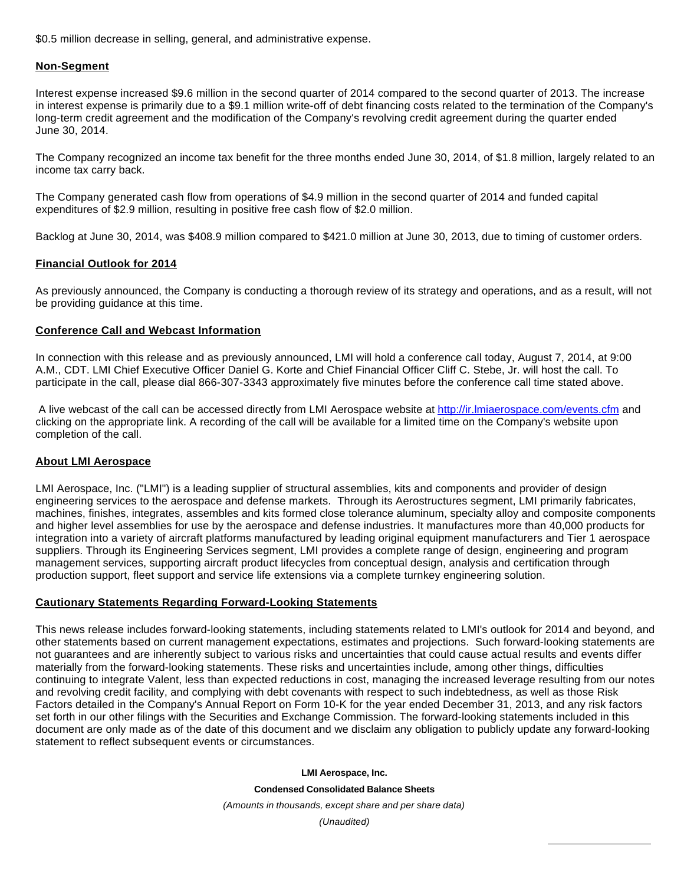$0.5 million decrease in selling, general, and administrative expense.

**Non-Segment**

Interest expense increased $9.6 million in the second quarter of 2014 compared to the second quarter of 2013. The increase in interest expense is primarily due to a $9.1 million write-off of debt financing costs related to the termination of the Company's long-term credit agreement and the modification of the Company's revolving credit agreement during the quarter ended June 30, 2014.

The Company recognized an income tax benefit for the three months ended June 30, 2014, of $1.8 million, largely related to an income tax carry back.

The Company generated cash flow from operations of $4.9 million in the second quarter of 2014 and funded capital expenditures of $2.9 million, resulting in positive free cash flow of $2.0 million.

Backlog at June 30, 2014, was $408.9 million compared to $421.0 million at June 30, 2013, due to timing of customer orders.

**Financial Outlook for 2014**

As previously announced, the Company is conducting a thorough review of its strategy and operations, and as a result, will not be providing guidance at this time.

**Conference Call and Webcast Information**

In connection with this release and as previously announced, LMI will hold a conference call today, August 7, 2014, at 9:00 A.M., CDT. LMI Chief Executive Officer Daniel G. Korte and Chief Financial Officer Cliff C. Stebe, Jr. will host the call. To participate in the call, please dial 866-307-3343 approximately five minutes before the conference call time stated above.

A live webcast of the call can be accessed directly from LMI Aerospace website at http://ir.lmiaerospace.com/events.cfm and clicking on the appropriate link. A recording of the call will be available for a limited time on the Company's website upon completion of the call.

**About LMI Aerospace**

LMI Aerospace, Inc. ("LMI") is a leading supplier of structural assemblies, kits and components and provider of design engineering services to the aerospace and defense markets. Through its Aerostructures segment, LMI primarily fabricates, machines, finishes, integrates, assembles and kits formed close tolerance aluminum, specialty alloy and composite components and higher level assemblies for use by the aerospace and defense industries. It manufactures more than 40,000 products for integration into a variety of aircraft platforms manufactured by leading original equipment manufacturers and Tier 1 aerospace suppliers. Through its Engineering Services segment, LMI provides a complete range of design, engineering and program management services, supporting aircraft product lifecycles from conceptual design, analysis and certification through production support, fleet support and service life extensions via a complete turnkey engineering solution.

**Cautionary Statements Regarding Forward-Looking Statements**

This news release includes forward-looking statements, including statements related to LMI's outlook for 2014 and beyond, and other statements based on current management expectations, estimates and projections. Such forward-looking statements are not guarantees and are inherently subject to various risks and uncertainties that could cause actual results and events differ materially from the forward-looking statements. These risks and uncertainties include, among other things, difficulties continuing to integrate Valent, less than expected reductions in cost, managing the increased leverage resulting from our notes and revolving credit facility, and complying with debt covenants with respect to such indebtedness, as well as those Risk Factors detailed in the Company's Annual Report on Form 10-K for the year ended December 31, 2013, and any risk factors set forth in our other filings with the Securities and Exchange Commission. The forward-looking statements included in this document are only made as of the date of this document and we disclaim any obligation to publicly update any forward-looking statement to reflect subsequent events or circumstances.

**LMI Aerospace, Inc.**

**Condensed Consolidated Balance Sheets**

*(Amounts in thousands, except share and per share data)*

*(Unaudited)*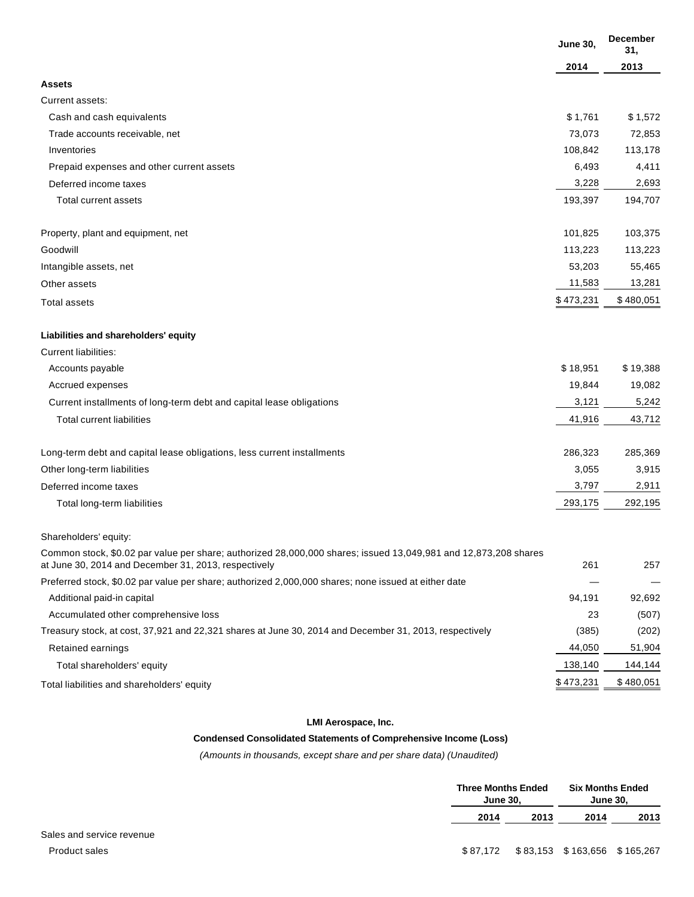|  | June 30, | December 31, |
| --- | --- | --- |
|  | 2014 | 2013 |
| **Assets** |  |  |
| Current assets: |  |  |
| Cash and cash equivalents | $1,761 | $1,572 |
| Trade accounts receivable, net | 73,073 | 72,853 |
| Inventories | 108,842 | 113,178 |
| Prepaid expenses and other current assets | 6,493 | 4,411 |
| Deferred income taxes | 3,228 | 2,693 |
| Total current assets | 193,397 | 194,707 |
| Property, plant and equipment, net | 101,825 | 103,375 |
| Goodwill | 113,223 | 113,223 |
| Intangible assets, net | 53,203 | 55,465 |
| Other assets | 11,583 | 13,281 |
| Total assets | $473,231 | $480,051 |
| **Liabilities and shareholders' equity** |  |  |
| Current liabilities: |  |  |
| Accounts payable | $18,951 | $19,388 |
| Accrued expenses | 19,844 | 19,082 |
| Current installments of long-term debt and capital lease obligations | 3,121 | 5,242 |
| Total current liabilities | 41,916 | 43,712 |
| Long-term debt and capital lease obligations, less current installments | 286,323 | 285,369 |
| Other long-term liabilities | 3,055 | 3,915 |
| Deferred income taxes | 3,797 | 2,911 |
| Total long-term liabilities | 293,175 | 292,195 |
| Shareholders' equity: |  |  |
| Common stock, $0.02 par value per share; authorized 28,000,000 shares; issued 13,049,981 and 12,873,208 shares at June 30, 2014 and December 31, 2013, respectively | 261 | 257 |
| Preferred stock, $0.02 par value per share; authorized 2,000,000 shares; none issued at either date | — | — |
| Additional paid-in capital | 94,191 | 92,692 |
| Accumulated other comprehensive loss | 23 | (507) |
| Treasury stock, at cost, 37,921 and 22,321 shares at June 30, 2014 and December 31, 2013, respectively | (385) | (202) |
| Retained earnings | 44,050 | 51,904 |
| Total shareholders' equity | 138,140 | 144,144 |
| Total liabilities and shareholders' equity | $473,231 | $480,051 |

**LMI Aerospace, Inc.**

**Condensed Consolidated Statements of Comprehensive Income (Loss)**

*(Amounts in thousands, except share and per share data) (Unaudited)*

|  | Three Months Ended June 30, |  | Six Months Ended June 30, |  |
| --- | --- | --- | --- | --- |
|  | 2014 | 2013 | 2014 | 2013 |
| Sales and service revenue |  |  |  |  |
| Product sales | $87,172 | $83,153 | $163,656 | $165,267 |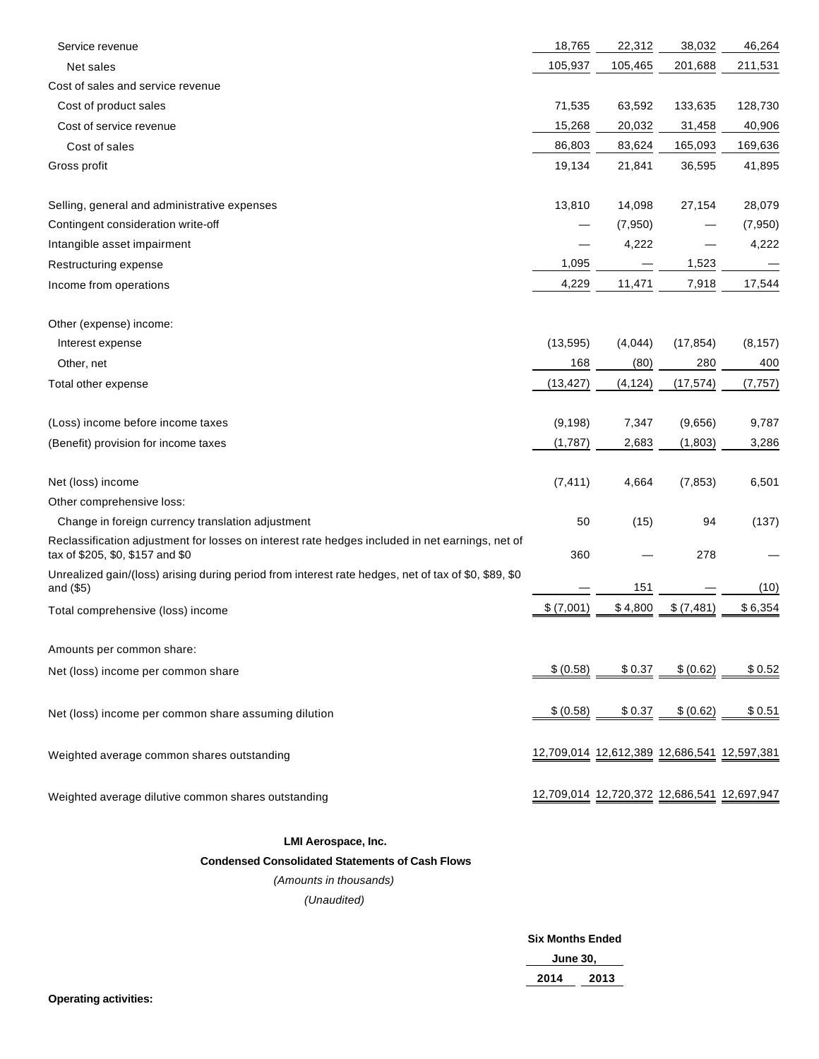| | | | | |
|---|---|---|---|---|
| Service revenue | 18,765 | 22,312 | 38,032 | 46,264 |
| Net sales | 105,937 | 105,465 | 201,688 | 211,531 |
| Cost of sales and service revenue | | | | |
| Cost of product sales | 71,535 | 63,592 | 133,635 | 128,730 |
| Cost of service revenue | 15,268 | 20,032 | 31,458 | 40,906 |
| Cost of sales | 86,803 | 83,624 | 165,093 | 169,636 |
| Gross profit | 19,134 | 21,841 | 36,595 | 41,895 |
| | | | | |
| Selling, general and administrative expenses | 13,810 | 14,098 | 27,154 | 28,079 |
| Contingent consideration write-off | — | (7,950) | — | (7,950) |
| Intangible asset impairment | — | 4,222 | — | 4,222 |
| Restructuring expense | 1,095 | — | 1,523 | — |
| Income from operations | 4,229 | 11,471 | 7,918 | 17,544 |
| | | | | |
| Other (expense) income: | | | | |
| Interest expense | (13,595) | (4,044) | (17,854) | (8,157) |
| Other, net | 168 | (80) | 280 | 400 |
| Total other expense | (13,427) | (4,124) | (17,574) | (7,757) |
| | | | | |
| (Loss) income before income taxes | (9,198) | 7,347 | (9,656) | 9,787 |
| (Benefit) provision for income taxes | (1,787) | 2,683 | (1,803) | 3,286 |
| | | | | |
| Net (loss) income | (7,411) | 4,664 | (7,853) | 6,501 |
| Other comprehensive loss: | | | | |
| Change in foreign currency translation adjustment | 50 | (15) | 94 | (137) |
| Reclassification adjustment for losses on interest rate hedges included in net earnings, net of tax of $205, $0, $157 and $0 | 360 | — | 278 | — |
| Unrealized gain/(loss) arising during period from interest rate hedges, net of tax of $0, $89, $0 and ($5) | — | 151 | — | (10) |
| Total comprehensive (loss) income | $ (7,001) | $ 4,800 | $ (7,481) | $ 6,354 |
| | | | | |
| Amounts per common share: | | | | |
| Net (loss) income per common share | $ (0.58) | $ 0.37 | $ (0.62) | $ 0.52 |
| | | | | |
| Net (loss) income per common share assuming dilution | $ (0.58) | $ 0.37 | $ (0.62) | $ 0.51 |
| | | | | |
| Weighted average common shares outstanding | 12,709,014 | 12,612,389 | 12,686,541 | 12,597,381 |
| | | | | |
| Weighted average dilutive common shares outstanding | 12,709,014 | 12,720,372 | 12,686,541 | 12,697,947 |

**LMI Aerospace, Inc.**

**Condensed Consolidated Statements of Cash Flows**

*(Amounts in thousands)*

*(Unaudited)*

| | Six Months Ended June 30, | |
|---|---|---|
| | **2014** | **2013** |
| **Operating activities:** | | |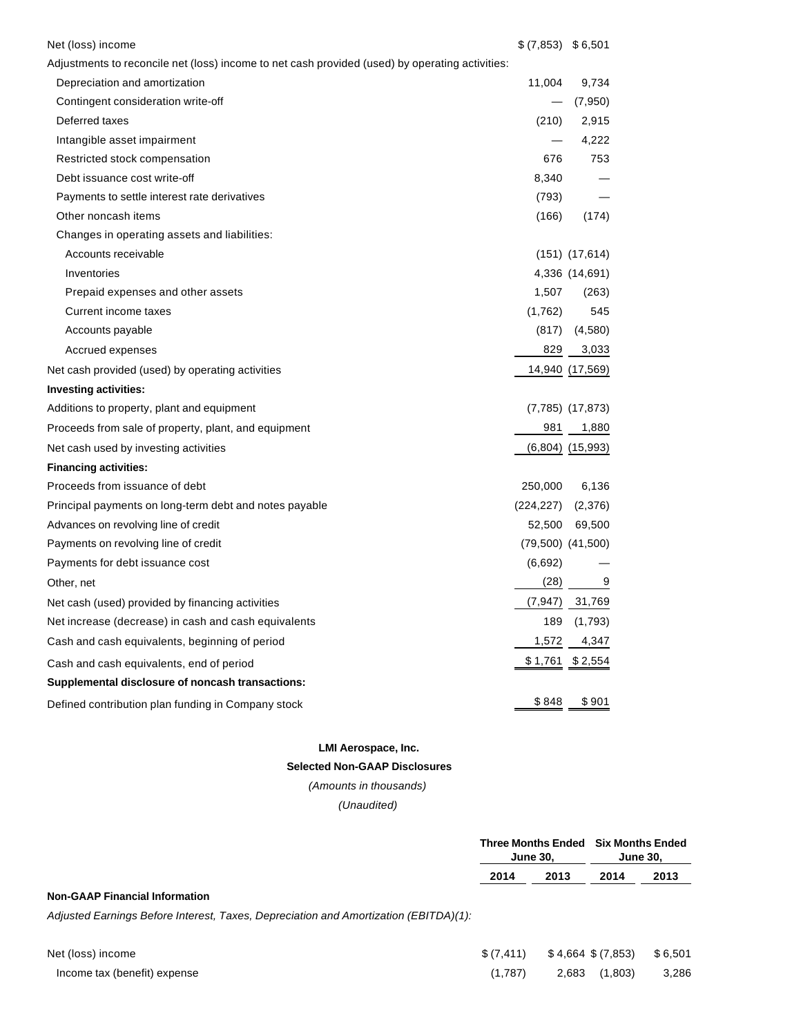| | | |
|---|---|---|
| Net (loss) income | $ (7,853) | $ 6,501 |
| Adjustments to reconcile net (loss) income to net cash provided (used) by operating activities: | | |
| Depreciation and amortization | 11,004 | 9,734 |
| Contingent consideration write-off | — | (7,950) |
| Deferred taxes | (210) | 2,915 |
| Intangible asset impairment | — | 4,222 |
| Restricted stock compensation | 676 | 753 |
| Debt issuance cost write-off | 8,340 | — |
| Payments to settle interest rate derivatives | (793) | — |
| Other noncash items | (166) | (174) |
| Changes in operating assets and liabilities: | | |
| Accounts receivable | (151) | (17,614) |
| Inventories | 4,336 | (14,691) |
| Prepaid expenses and other assets | 1,507 | (263) |
| Current income taxes | (1,762) | 545 |
| Accounts payable | (817) | (4,580) |
| Accrued expenses | 829 | 3,033 |
| Net cash provided (used) by operating activities | 14,940 | (17,569) |
| **Investing activities:** | | |
| Additions to property, plant and equipment | (7,785) | (17,873) |
| Proceeds from sale of property, plant, and equipment | 981 | 1,880 |
| Net cash used by investing activities | (6,804) | (15,993) |
| **Financing activities:** | | |
| Proceeds from issuance of debt | 250,000 | 6,136 |
| Principal payments on long-term debt and notes payable | (224,227) | (2,376) |
| Advances on revolving line of credit | 52,500 | 69,500 |
| Payments on revolving line of credit | (79,500) | (41,500) |
| Payments for debt issuance cost | (6,692) | — |
| Other, net | (28) | 9 |
| Net cash (used) provided by financing activities | (7,947) | 31,769 |
| Net increase (decrease) in cash and cash equivalents | 189 | (1,793) |
| Cash and cash equivalents, beginning of period | 1,572 | 4,347 |
| Cash and cash equivalents, end of period | $ 1,761 | $ 2,554 |
| **Supplemental disclosure of noncash transactions:** | | |
| Defined contribution plan funding in Company stock | $ 848 | $ 901 |

**LMI Aerospace, Inc.**

**Selected Non-GAAP Disclosures**

*(Amounts in thousands)*

*(Unaudited)*

| | Three Months Ended June 30, | | Six Months Ended June 30, | |
|---|---|---|---|---|
| | 2014 | 2013 | 2014 | 2013 |
| **Non-GAAP Financial Information** | | | | |
| *Adjusted Earnings Before Interest, Taxes, Depreciation and Amortization (EBITDA)(1):* | | | | |
| Net (loss) income | $ (7,411) | $ 4,664 | $ (7,853) | $ 6,501 |
| Income tax (benefit) expense | (1,787) | 2,683 | (1,803) | 3,286 |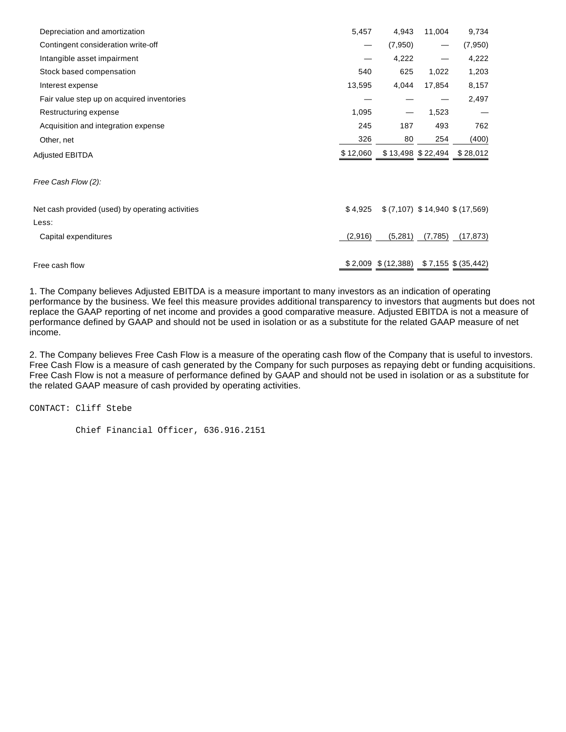| | | | | |
|---|---|---|---|---|
| Depreciation and amortization | 5,457 | 4,943 | 11,004 | 9,734 |
| Contingent consideration write-off | — | (7,950) | — | (7,950) |
| Intangible asset impairment | — | 4,222 | — | 4,222 |
| Stock based compensation | 540 | 625 | 1,022 | 1,203 |
| Interest expense | 13,595 | 4,044 | 17,854 | 8,157 |
| Fair value step up on acquired inventories | — | — | — | 2,497 |
| Restructuring expense | 1,095 | — | 1,523 | — |
| Acquisition and integration expense | 245 | 187 | 493 | 762 |
| Other, net | 326 | 80 | 254 | (400) |
| Adjusted EBITDA | $ 12,060 | $ 13,498 | $ 22,494 | $ 28,012 |
| *Free Cash Flow (2):* | | | | |
| Net cash provided (used) by operating activities | $ 4,925 | $ (7,107) | $ 14,940 | $ (17,569) |
| Less: | | | | |
| Capital expenditures | (2,916) | (5,281) | (7,785) | (17,873) |
| Free cash flow | $ 2,009 | $ (12,388) | $ 7,155 | $ (35,442) |

1. The Company believes Adjusted EBITDA is a measure important to many investors as an indication of operating performance by the business. We feel this measure provides additional transparency to investors that augments but does not replace the GAAP reporting of net income and provides a good comparative measure. Adjusted EBITDA is not a measure of performance defined by GAAP and should not be used in isolation or as a substitute for the related GAAP measure of net income.

2. The Company believes Free Cash Flow is a measure of the operating cash flow of the Company that is useful to investors. Free Cash Flow is a measure of cash generated by the Company for such purposes as repaying debt or funding acquisitions. Free Cash Flow is not a measure of performance defined by GAAP and should not be used in isolation or as a substitute for the related GAAP measure of cash provided by operating activities.

CONTACT: Cliff Stebe

Chief Financial Officer, 636.916.2151